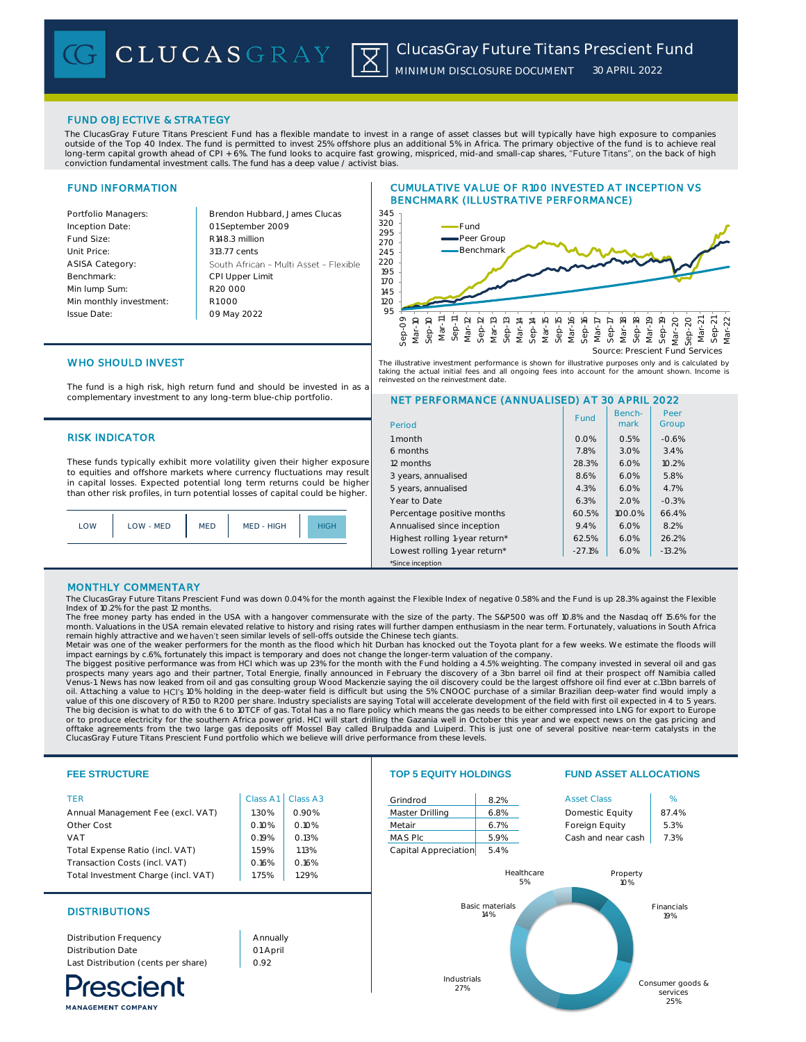# ClucasGray Future Titans Prescient Fund

MINIMUM DISCLOSURE DOCUMENT 30 APRIL 2022

## FUND OBJECTIVE & STRATEGY

The ClucasGray Future Titans Prescient Fund has a flexible mandate to invest in a range of asset classes but will typically have high exposure to companies outside of the Top 40 Index. The fund is permitted to invest 25% offshore plus an additional 5% in Africa. The primary objective of the fund is to achieve real long-term capital growth ahead of CPI + 6%. The fund looks to acquire fast growing, mispriced, mid-and small-cap shares, "Future Titans", on the back of high conviction fundamental investment calls. The fund has a deep value / activist bias.

## FUND INFORMATION

| | |
|---|---|
| Portfolio Managers: | Brendon Hubbard, James Clucas |
| Inception Date: | 01 September 2009 |
| Fund Size: | R148.3 million |
| Unit Price: | 313.77 cents |
| ASISA Category: | South African - Multi Asset - Flexible |
| Benchmark: | CPI Upper Limit |
| Min lump Sum: | R20 000 |
| Min monthly investment: | R1000 |
| Issue Date: | 09 May 2022 |

## CUMULATIVE VALUE OF R100 INVESTED AT INCEPTION VS BENCHMARK (ILLUSTRATIVE PERFORMANCE)

Source: Prescient Fund Services

The illustrative investment performance is shown for illustrative purposes only and is calculated by taking the actual initial fees and all ongoing fees into account for the amount shown. Income is reinvested on the reinvestment date.

## WHO SHOULD INVEST

The fund is a high risk, high return fund and should be invested in as a complementary investment to any long-term blue-chip portfolio.

## RISK INDICATOR

These funds typically exhibit more volatility given their higher exposure to equities and offshore markets where currency fluctuations may result in capital losses. Expected potential long term returns could be higher than other risk profiles, in turn potential losses of capital could be higher.

LOW | LOW - MED | MED | MED - HIGH | **HIGH**

## NET PERFORMANCE (ANNUALISED) AT 30 APRIL 2022

| Period | Fund | Bench-mark | Peer Group |
|---|---|---|---|
| 1 month | 0.0% | 0.5% | -0.6% |
| 6 months | 7.8% | 3.0% | 3.4% |
| 12 months | 28.3% | 6.0% | 10.2% |
| 3 years, annualised | 8.6% | 6.0% | 5.8% |
| 5 years, annualised | 4.3% | 6.0% | 4.7% |
| Year to Date | 6.3% | 2.0% | -0.3% |
| Percentage positive months | 60.5% | 100.0% | 66.4% |
| Annualised since inception | 9.4% | 6.0% | 8.2% |
| Highest rolling 1-year return* | 62.5% | 6.0% | 26.2% |
| Lowest rolling 1-year return* | -27.1% | 6.0% | -13.2% |

*Since inception

## MONTHLY COMMENTARY

The ClucasGray Future Titans Prescient Fund was down 0.04% for the month against the Flexible Index of negative 0.58% and the Fund is up 28.3% against the Flexible Index of 10.2% for the past 12 months.

The free money party has ended in the USA with a hangover commensurate with the size of the party. The S&P500 was off 10.8% and the Nasdaq off 15.6% for the month. Valuations in the USA remain elevated relative to history and rising rates will further dampen enthusiasm in the near term. Fortunately, valuations in South Africa remain highly attractive and we haven't seen similar levels of sell-offs outside the Chinese tech giants.

Metair was one of the weaker performers for the month as the flood which hit Durban has knocked out the Toyota plant for a few weeks. We estimate the floods will impact earnings by c.6%, fortunately this impact is temporary and does not change the longer-term valuation of the company.

The biggest positive performance was from HCI which was up 23% for the month with the Fund holding a 4.5% weighting. The company invested in several oil and gas prospects many years ago and their partner, Total Energie, finally announced in February the discovery of a 3bn barrel oil find at their prospect off Namibia called Venus-1. News has now leaked from oil and gas consulting group Wood Mackenzie saying the oil discovery could be the largest offshore oil find ever at c.13bn barrels of oil. Attaching a value to HCI's 10% holding in the deep-water field is difficult but using the 5% CNOOC purchase of a similar Brazilian deep-water find would imply a value of this one discovery of R150 to R200 per share. Industry specialists are saying Total will accelerate development of the field with first oil expected in 4 to 5 years. The big decision is what to do with the 6 to 10TCF of gas. Total has a no flare policy which means the gas needs to be either compressed into LNG for export to Europe or to produce electricity for the southern Africa power grid. HCI will start drilling the Gazania well in October this year and we expect news on the gas pricing and offtake agreements from the two large gas deposits off Mossel Bay called Brulpadda and Luiperd. This is just one of several positive near-term catalysts in the ClucasGray Future Titans Prescient Fund portfolio which we believe will drive performance from these levels.

## FEE STRUCTURE

| TER | Class A1 | Class A3 |
|---|---|---|
| Annual Management Fee (excl. VAT) | 1.30% | 0.90% |
| Other Cost | 0.10% | 0.10% |
| VAT | 0.19% | 0.13% |
| Total Expense Ratio (incl. VAT) | 1.59% | 1.13% |
| Transaction Costs (incl. VAT) | 0.16% | 0.16% |
| Total Investment Charge (incl. VAT) | 1.75% | 1.29% |

## DISTRIBUTIONS

| | |
|---|---|
| Distribution Frequency | Annually |
| Distribution Date | 01 April |
| Last Distribution (cents per share) | 0.92 |

## TOP 5 EQUITY HOLDINGS

| | |
|---|---|
| Grindrod | 8.2% |
| Master Drilling | 6.8% |
| Metair | 6.7% |
| MAS Plc | 5.9% |
| Capital Appreciation | 5.4% |

## FUND ASSET ALLOCATIONS

| Asset Class | % |
|---|---|
| Domestic Equity | 87.4% |
| Foreign Equity | 5.3% |
| Cash and near cash | 7.3% |

| Sector | % |
|---|---|
| Healthcare | 5% |
| Property | 10% |
| Financials | 19% |
| Consumer goods & services | 25% |
| Industrials | 27% |
| Basic materials | 14% |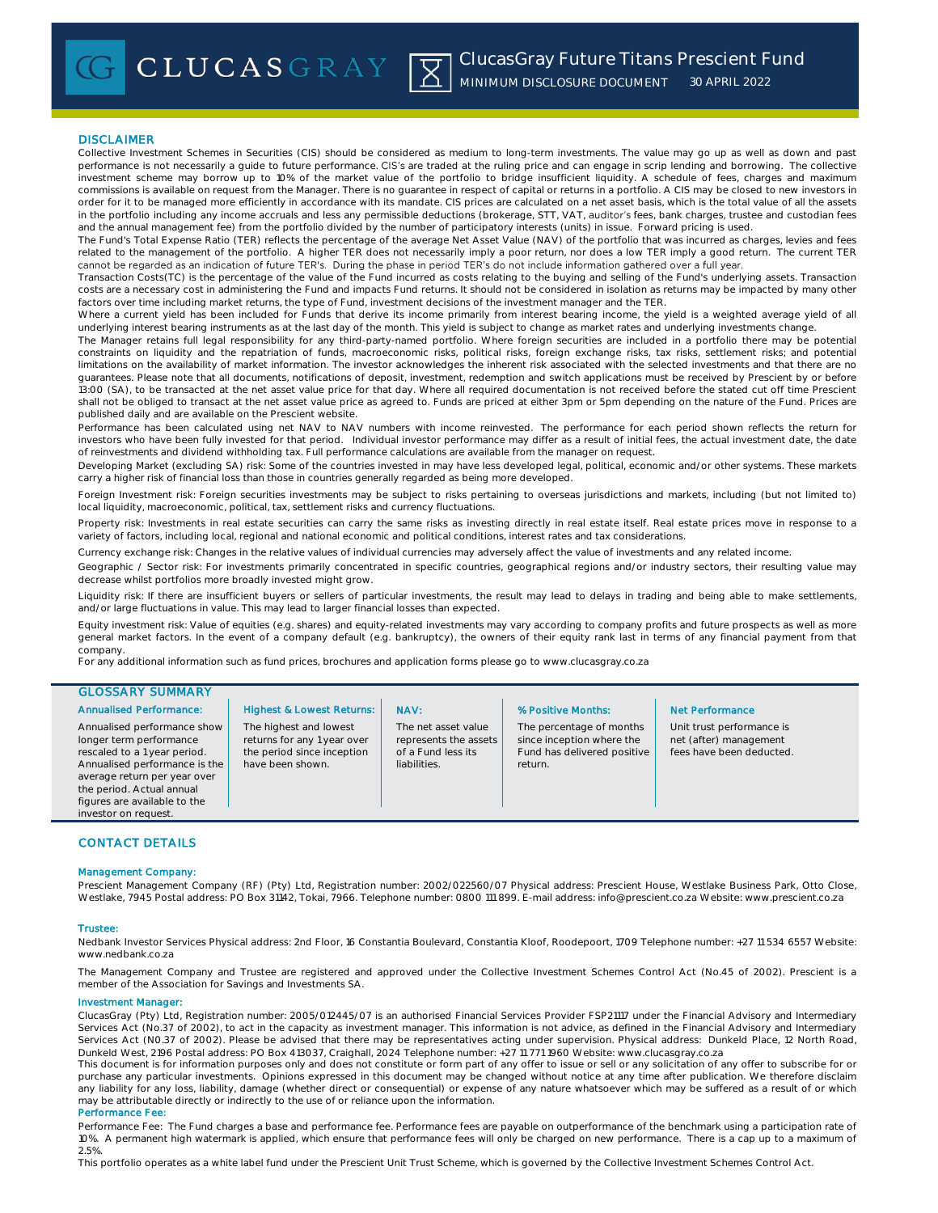# ClucasGray Future Titans Prescient Fund

MINIMUM DISCLOSURE DOCUMENT 30 APRIL 2022

## DISCLAIMER

Collective Investment Schemes in Securities (CIS) should be considered as medium to long-term investments. The value may go up as well as down and past performance is not necessarily a guide to future performance. CIS's are traded at the ruling price and can engage in scrip lending and borrowing. The collective investment scheme may borrow up to 10% of the market value of the portfolio to bridge insufficient liquidity. A schedule of fees, charges and maximum commissions is available on request from the Manager. There is no guarantee in respect of capital or returns in a portfolio. A CIS may be closed to new investors in order for it to be managed more efficiently in accordance with its mandate. CIS prices are calculated on a net asset basis, which is the total value of all the assets in the portfolio including any income accruals and less any permissible deductions (brokerage, STT, VAT, auditor's fees, bank charges, trustee and custodian fees and the annual management fee) from the portfolio divided by the number of participatory interests (units) in issue. Forward pricing is used.

The Fund's Total Expense Ratio (TER) reflects the percentage of the average Net Asset Value (NAV) of the portfolio that was incurred as charges, levies and fees related to the management of the portfolio. A higher TER does not necessarily imply a poor return, nor does a low TER imply a good return. The current TER cannot be regarded as an indication of future TER's. During the phase in period TER's do not include information gathered over a full year.

Transaction Costs(TC) is the percentage of the value of the Fund incurred as costs relating to the buying and selling of the Fund's underlying assets. Transaction costs are a necessary cost in administering the Fund and impacts Fund returns. It should not be considered in isolation as returns may be impacted by many other factors over time including market returns, the type of Fund, investment decisions of the investment manager and the TER.

Where a current yield has been included for Funds that derive its income primarily from interest bearing income, the yield is a weighted average yield of all underlying interest bearing instruments as at the last day of the month. This yield is subject to change as market rates and underlying investments change.

The Manager retains full legal responsibility for any third-party-named portfolio. Where foreign securities are included in a portfolio there may be potential constraints on liquidity and the repatriation of funds, macroeconomic risks, political risks, foreign exchange risks, tax risks, settlement risks; and potential limitations on the availability of market information. The investor acknowledges the inherent risk associated with the selected investments and that there are no guarantees. Please note that all documents, notifications of deposit, investment, redemption and switch applications must be received by Prescient by or before 13:00 (SA), to be transacted at the net asset value price for that day. Where all required documentation is not received before the stated cut off time Prescient shall not be obliged to transact at the net asset value price as agreed to. Funds are priced at either 3pm or 5pm depending on the nature of the Fund. Prices are published daily and are available on the Prescient website.

Performance has been calculated using net NAV to NAV numbers with income reinvested. The performance for each period shown reflects the return for investors who have been fully invested for that period. Individual investor performance may differ as a result of initial fees, the actual investment date, the date of reinvestments and dividend withholding tax. Full performance calculations are available from the manager on request.

Developing Market (excluding SA) risk: Some of the countries invested in may have less developed legal, political, economic and/or other systems. These markets carry a higher risk of financial loss than those in countries generally regarded as being more developed.

Foreign Investment risk: Foreign securities investments may be subject to risks pertaining to overseas jurisdictions and markets, including (but not limited to) local liquidity, macroeconomic, political, tax, settlement risks and currency fluctuations.

Property risk: Investments in real estate securities can carry the same risks as investing directly in real estate itself. Real estate prices move in response to a variety of factors, including local, regional and national economic and political conditions, interest rates and tax considerations.

Currency exchange risk: Changes in the relative values of individual currencies may adversely affect the value of investments and any related income.

Geographic / Sector risk: For investments primarily concentrated in specific countries, geographical regions and/or industry sectors, their resulting value may decrease whilst portfolios more broadly invested might grow.

Liquidity risk: If there are insufficient buyers or sellers of particular investments, the result may lead to delays in trading and being able to make settlements, and/or large fluctuations in value. This may lead to larger financial losses than expected.

Equity investment risk: Value of equities (e.g. shares) and equity-related investments may vary according to company profits and future prospects as well as more general market factors. In the event of a company default (e.g. bankruptcy), the owners of their equity rank last in terms of any financial payment from that company.

For any additional information such as fund prices, brochures and application forms please go to www.clucasgray.co.za

## GLOSSARY SUMMARY

**Annualised Performance:** Annualised performance show longer term performance rescaled to a 1 year period. Annualised performance is the average return per year over the period. Actual annual figures are available to the investor on request.

**Highest & Lowest Returns:** The highest and lowest returns for any 1 year over the period since inception have been shown.

**NAV:** The net asset value represents the assets of a Fund less its liabilities.

**% Positive Months:** The percentage of months since inception where the Fund has delivered positive return.

**Net Performance:** Unit trust performance is net (after) management fees have been deducted.

## CONTACT DETAILS

### Management Company:

Prescient Management Company (RF) (Pty) Ltd, Registration number: 2002/022560/07 Physical address: Prescient House, Westlake Business Park, Otto Close, Westlake, 7945 Postal address: PO Box 31142, Tokai, 7966. Telephone number: 0800 111 899. E-mail address: info@prescient.co.za Website: www.prescient.co.za

### Trustee:

Nedbank Investor Services Physical address: 2nd Floor, 16 Constantia Boulevard, Constantia Kloof, Roodepoort, 1709 Telephone number: +27 11 534 6557 Website: www.nedbank.co.za

The Management Company and Trustee are registered and approved under the Collective Investment Schemes Control Act (No.45 of 2002). Prescient is a member of the Association for Savings and Investments SA.

### Investment Manager:

ClucasGray (Pty) Ltd, Registration number: 2005/012445/07 is an authorised Financial Services Provider FSP21117 under the Financial Advisory and Intermediary Services Act (No.37 of 2002), to act in the capacity as investment manager. This information is not advice, as defined in the Financial Advisory and Intermediary Services Act (N0.37 of 2002). Please be advised that there may be representatives acting under supervision. Physical address: Dunkeld Place, 12 North Road, Dunkeld West, 2196 Postal address: PO Box 413037, Craighall, 2024 Telephone number: +27 11 771 1960 Website: www.clucasgray.co.za

This document is for information purposes only and does not constitute or form part of any offer to issue or sell or any solicitation of any offer to subscribe for or purchase any particular investments. Opinions expressed in this document may be changed without notice at any time after publication. We therefore disclaim any liability for any loss, liability, damage (whether direct or consequential) or expense of any nature whatsoever which may be suffered as a result of or which may be attributable directly or indirectly to the use of or reliance upon the information.

### Performance Fee:

Performance Fee: The Fund charges a base and performance fee. Performance fees are payable on outperformance of the benchmark using a participation rate of 10%. A permanent high watermark is applied, which ensure that performance fees will only be charged on new performance. There is a cap up to a maximum of 2.5%.

This portfolio operates as a white label fund under the Prescient Unit Trust Scheme, which is governed by the Collective Investment Schemes Control Act.